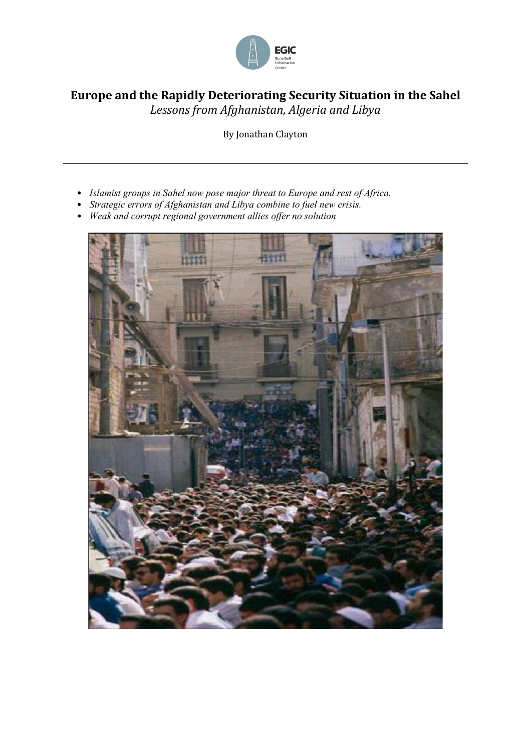# Europe and the Rapidly Deteriorating Security Situation in the Sahel

*Lessons from Afghanistan, Algeria and Libya*

By Jonathan Clayton

---

- *Islamist groups in Sahel now pose major threat to Europe and rest of Africa.*
- *Strategic errors of Afghanistan and Libya combine to fuel new crisis.*
- *Weak and corrupt regional government allies offer no solution*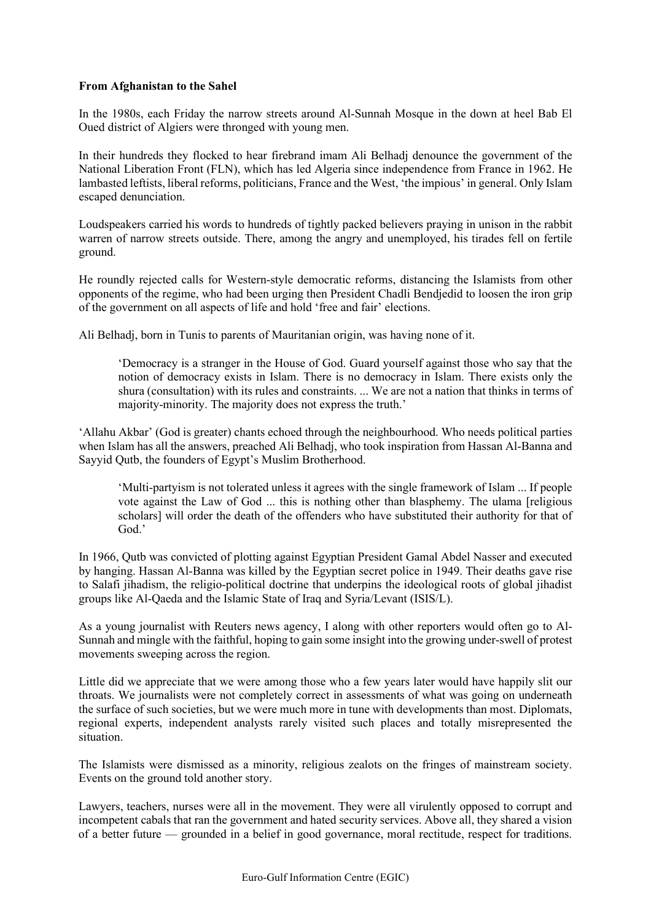**From Afghanistan to the Sahel**

In the 1980s, each Friday the narrow streets around Al-Sunnah Mosque in the down at heel Bab El Oued district of Algiers were thronged with young men.

In their hundreds they flocked to hear firebrand imam Ali Belhadj denounce the government of the National Liberation Front (FLN), which has led Algeria since independence from France in 1962. He lambasted leftists, liberal reforms, politicians, France and the West, 'the impious' in general. Only Islam escaped denunciation.

Loudspeakers carried his words to hundreds of tightly packed believers praying in unison in the rabbit warren of narrow streets outside. There, among the angry and unemployed, his tirades fell on fertile ground.

He roundly rejected calls for Western-style democratic reforms, distancing the Islamists from other opponents of the regime, who had been urging then President Chadli Bendjedid to loosen the iron grip of the government on all aspects of life and hold 'free and fair' elections.

Ali Belhadj, born in Tunis to parents of Mauritanian origin, was having none of it.

> 'Democracy is a stranger in the House of God. Guard yourself against those who say that the notion of democracy exists in Islam. There is no democracy in Islam. There exists only the shura (consultation) with its rules and constraints. ... We are not a nation that thinks in terms of majority-minority. The majority does not express the truth.'

'Allahu Akbar' (God is greater) chants echoed through the neighbourhood. Who needs political parties when Islam has all the answers, preached Ali Belhadj, who took inspiration from Hassan Al-Banna and Sayyid Qutb, the founders of Egypt's Muslim Brotherhood.

> 'Multi-partyism is not tolerated unless it agrees with the single framework of Islam ... If people vote against the Law of God ... this is nothing other than blasphemy. The ulama [religious scholars] will order the death of the offenders who have substituted their authority for that of God.'

In 1966, Qutb was convicted of plotting against Egyptian President Gamal Abdel Nasser and executed by hanging. Hassan Al-Banna was killed by the Egyptian secret police in 1949. Their deaths gave rise to Salafi jihadism, the religio-political doctrine that underpins the ideological roots of global jihadist groups like Al-Qaeda and the Islamic State of Iraq and Syria/Levant (ISIS/L).

As a young journalist with Reuters news agency, I along with other reporters would often go to Al-Sunnah and mingle with the faithful, hoping to gain some insight into the growing under-swell of protest movements sweeping across the region.

Little did we appreciate that we were among those who a few years later would have happily slit our throats. We journalists were not completely correct in assessments of what was going on underneath the surface of such societies, but we were much more in tune with developments than most. Diplomats, regional experts, independent analysts rarely visited such places and totally misrepresented the situation.

The Islamists were dismissed as a minority, religious zealots on the fringes of mainstream society. Events on the ground told another story.

Lawyers, teachers, nurses were all in the movement. They were all virulently opposed to corrupt and incompetent cabals that ran the government and hated security services. Above all, they shared a vision of a better future — grounded in a belief in good governance, moral rectitude, respect for traditions.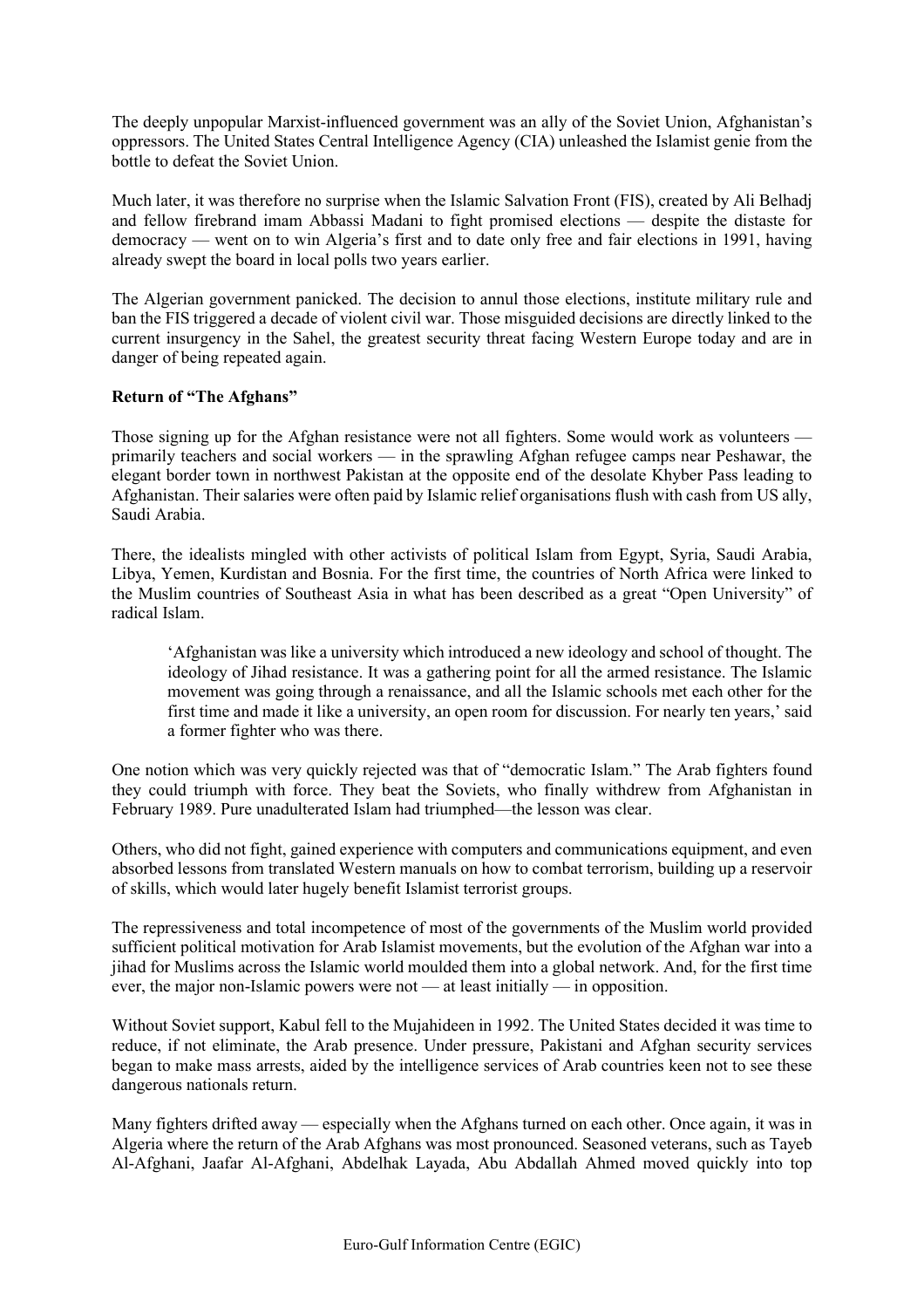The deeply unpopular Marxist-influenced government was an ally of the Soviet Union, Afghanistan's oppressors. The United States Central Intelligence Agency (CIA) unleashed the Islamist genie from the bottle to defeat the Soviet Union.

Much later, it was therefore no surprise when the Islamic Salvation Front (FIS), created by Ali Belhadj and fellow firebrand imam Abbassi Madani to fight promised elections — despite the distaste for democracy — went on to win Algeria's first and to date only free and fair elections in 1991, having already swept the board in local polls two years earlier.

The Algerian government panicked. The decision to annul those elections, institute military rule and ban the FIS triggered a decade of violent civil war. Those misguided decisions are directly linked to the current insurgency in the Sahel, the greatest security threat facing Western Europe today and are in danger of being repeated again.

**Return of "The Afghans"**

Those signing up for the Afghan resistance were not all fighters. Some would work as volunteers — primarily teachers and social workers — in the sprawling Afghan refugee camps near Peshawar, the elegant border town in northwest Pakistan at the opposite end of the desolate Khyber Pass leading to Afghanistan. Their salaries were often paid by Islamic relief organisations flush with cash from US ally, Saudi Arabia.

There, the idealists mingled with other activists of political Islam from Egypt, Syria, Saudi Arabia, Libya, Yemen, Kurdistan and Bosnia. For the first time, the countries of North Africa were linked to the Muslim countries of Southeast Asia in what has been described as a great "Open University" of radical Islam.

> 'Afghanistan was like a university which introduced a new ideology and school of thought. The ideology of Jihad resistance. It was a gathering point for all the armed resistance. The Islamic movement was going through a renaissance, and all the Islamic schools met each other for the first time and made it like a university, an open room for discussion. For nearly ten years,' said a former fighter who was there.

One notion which was very quickly rejected was that of "democratic Islam." The Arab fighters found they could triumph with force. They beat the Soviets, who finally withdrew from Afghanistan in February 1989. Pure unadulterated Islam had triumphed—the lesson was clear.

Others, who did not fight, gained experience with computers and communications equipment, and even absorbed lessons from translated Western manuals on how to combat terrorism, building up a reservoir of skills, which would later hugely benefit Islamist terrorist groups.

The repressiveness and total incompetence of most of the governments of the Muslim world provided sufficient political motivation for Arab Islamist movements, but the evolution of the Afghan war into a jihad for Muslims across the Islamic world moulded them into a global network. And, for the first time ever, the major non-Islamic powers were not — at least initially — in opposition.

Without Soviet support, Kabul fell to the Mujahideen in 1992. The United States decided it was time to reduce, if not eliminate, the Arab presence. Under pressure, Pakistani and Afghan security services began to make mass arrests, aided by the intelligence services of Arab countries keen not to see these dangerous nationals return.

Many fighters drifted away — especially when the Afghans turned on each other. Once again, it was in Algeria where the return of the Arab Afghans was most pronounced. Seasoned veterans, such as Tayeb Al-Afghani, Jaafar Al-Afghani, Abdelhak Layada, Abu Abdallah Ahmed moved quickly into top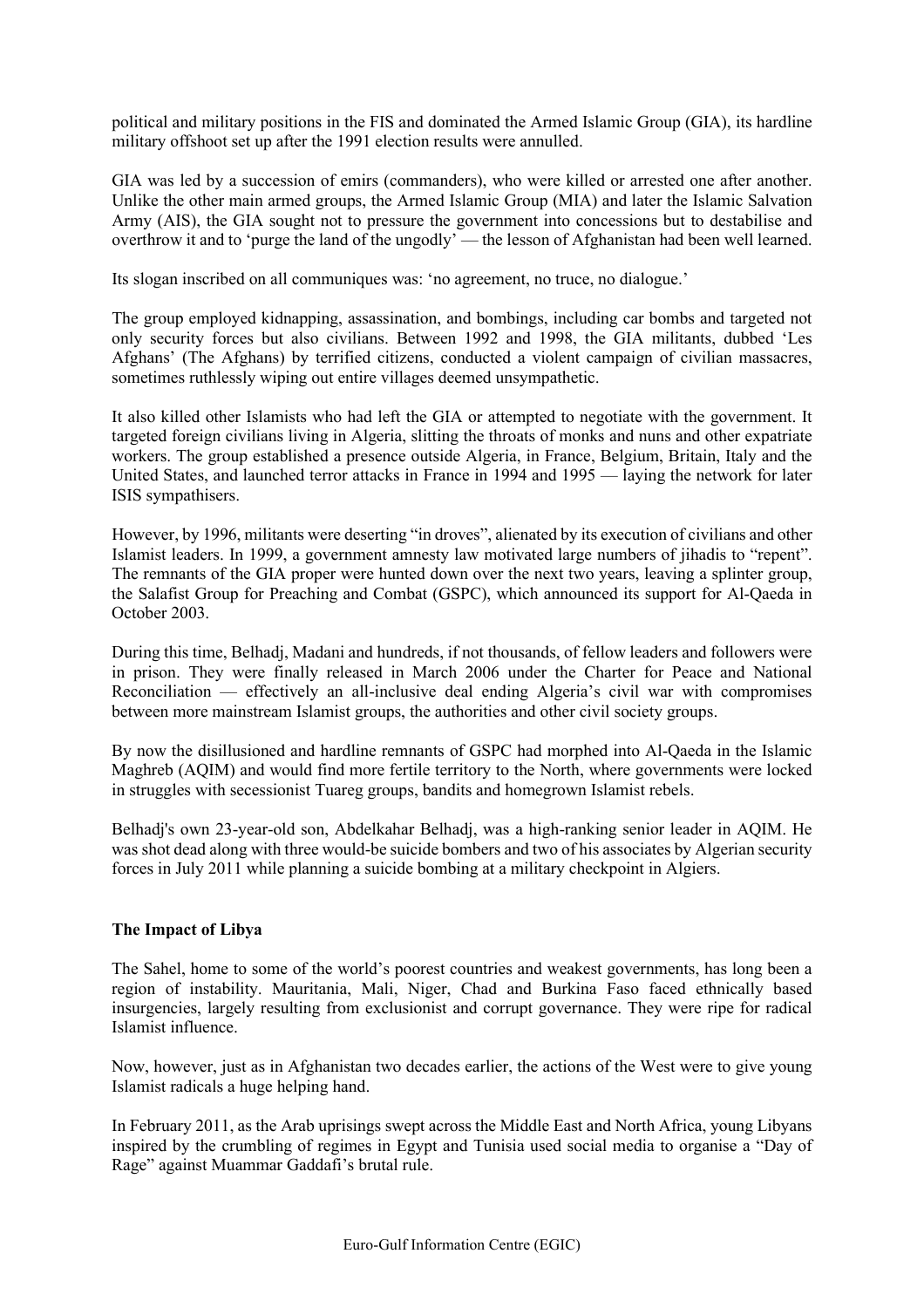political and military positions in the FIS and dominated the Armed Islamic Group (GIA), its hardline military offshoot set up after the 1991 election results were annulled.

GIA was led by a succession of emirs (commanders), who were killed or arrested one after another. Unlike the other main armed groups, the Armed Islamic Group (MIA) and later the Islamic Salvation Army (AIS), the GIA sought not to pressure the government into concessions but to destabilise and overthrow it and to 'purge the land of the ungodly' — the lesson of Afghanistan had been well learned.

Its slogan inscribed on all communiques was: 'no agreement, no truce, no dialogue.'

The group employed kidnapping, assassination, and bombings, including car bombs and targeted not only security forces but also civilians. Between 1992 and 1998, the GIA militants, dubbed 'Les Afghans' (The Afghans) by terrified citizens, conducted a violent campaign of civilian massacres, sometimes ruthlessly wiping out entire villages deemed unsympathetic.

It also killed other Islamists who had left the GIA or attempted to negotiate with the government. It targeted foreign civilians living in Algeria, slitting the throats of monks and nuns and other expatriate workers. The group established a presence outside Algeria, in France, Belgium, Britain, Italy and the United States, and launched terror attacks in France in 1994 and 1995 — laying the network for later ISIS sympathisers.

However, by 1996, militants were deserting "in droves", alienated by its execution of civilians and other Islamist leaders. In 1999, a government amnesty law motivated large numbers of jihadis to "repent". The remnants of the GIA proper were hunted down over the next two years, leaving a splinter group, the Salafist Group for Preaching and Combat (GSPC), which announced its support for Al-Qaeda in October 2003.

During this time, Belhadj, Madani and hundreds, if not thousands, of fellow leaders and followers were in prison. They were finally released in March 2006 under the Charter for Peace and National Reconciliation — effectively an all-inclusive deal ending Algeria's civil war with compromises between more mainstream Islamist groups, the authorities and other civil society groups.

By now the disillusioned and hardline remnants of GSPC had morphed into Al-Qaeda in the Islamic Maghreb (AQIM) and would find more fertile territory to the North, where governments were locked in struggles with secessionist Tuareg groups, bandits and homegrown Islamist rebels.

Belhadj's own 23-year-old son, Abdelkahar Belhadj, was a high-ranking senior leader in AQIM. He was shot dead along with three would-be suicide bombers and two of his associates by Algerian security forces in July 2011 while planning a suicide bombing at a military checkpoint in Algiers.

**The Impact of Libya**

The Sahel, home to some of the world's poorest countries and weakest governments, has long been a region of instability. Mauritania, Mali, Niger, Chad and Burkina Faso faced ethnically based insurgencies, largely resulting from exclusionist and corrupt governance. They were ripe for radical Islamist influence.

Now, however, just as in Afghanistan two decades earlier, the actions of the West were to give young Islamist radicals a huge helping hand.

In February 2011, as the Arab uprisings swept across the Middle East and North Africa, young Libyans inspired by the crumbling of regimes in Egypt and Tunisia used social media to organise a "Day of Rage" against Muammar Gaddafi's brutal rule.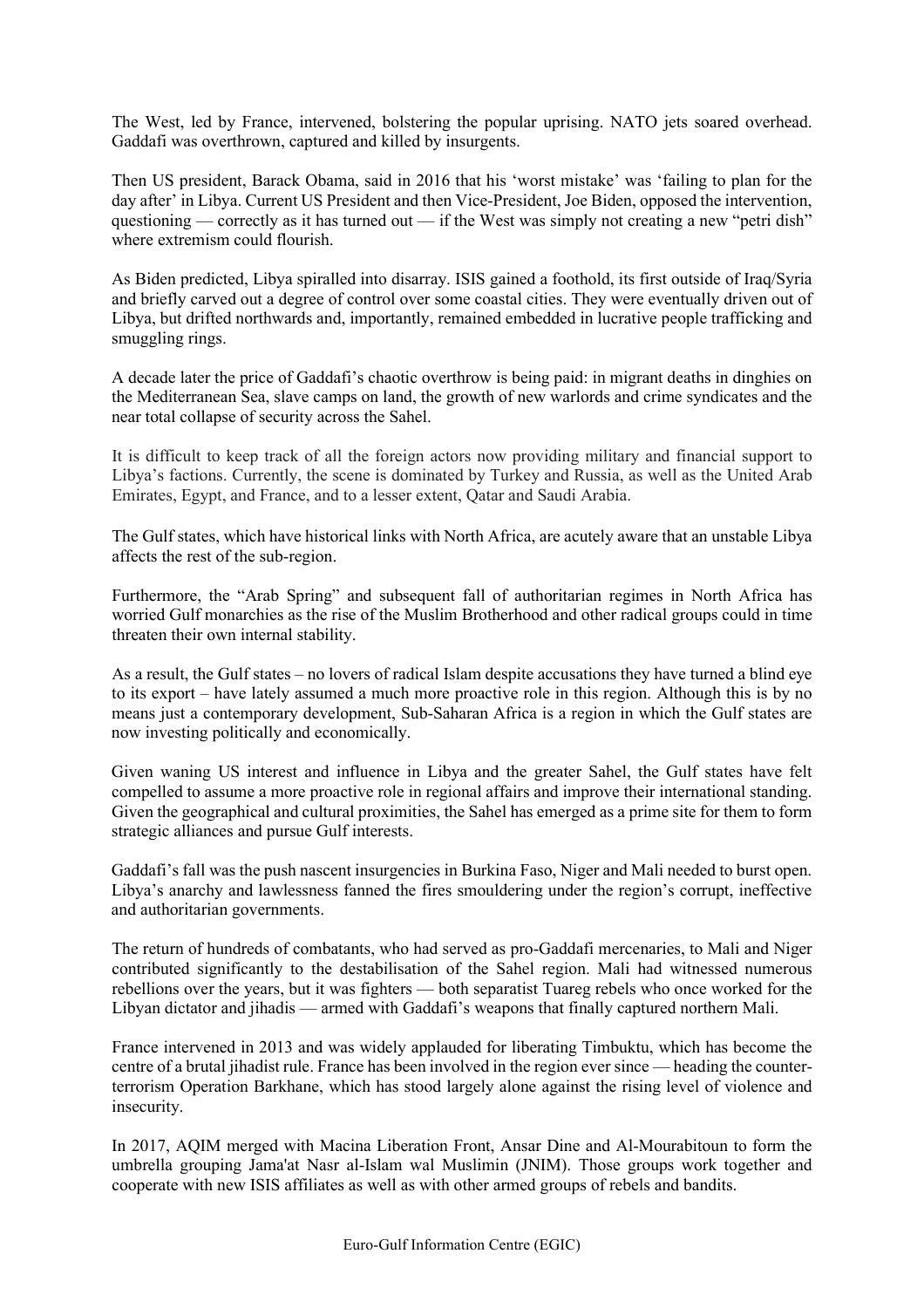The West, led by France, intervened, bolstering the popular uprising. NATO jets soared overhead. Gaddafi was overthrown, captured and killed by insurgents.

Then US president, Barack Obama, said in 2016 that his 'worst mistake' was 'failing to plan for the day after' in Libya. Current US President and then Vice-President, Joe Biden, opposed the intervention, questioning — correctly as it has turned out — if the West was simply not creating a new "petri dish" where extremism could flourish.

As Biden predicted, Libya spiralled into disarray. ISIS gained a foothold, its first outside of Iraq/Syria and briefly carved out a degree of control over some coastal cities. They were eventually driven out of Libya, but drifted northwards and, importantly, remained embedded in lucrative people trafficking and smuggling rings.

A decade later the price of Gaddafi's chaotic overthrow is being paid: in migrant deaths in dinghies on the Mediterranean Sea, slave camps on land, the growth of new warlords and crime syndicates and the near total collapse of security across the Sahel.

It is difficult to keep track of all the foreign actors now providing military and financial support to Libya's factions. Currently, the scene is dominated by Turkey and Russia, as well as the United Arab Emirates, Egypt, and France, and to a lesser extent, Qatar and Saudi Arabia.

The Gulf states, which have historical links with North Africa, are acutely aware that an unstable Libya affects the rest of the sub-region.

Furthermore, the "Arab Spring" and subsequent fall of authoritarian regimes in North Africa has worried Gulf monarchies as the rise of the Muslim Brotherhood and other radical groups could in time threaten their own internal stability.

As a result, the Gulf states – no lovers of radical Islam despite accusations they have turned a blind eye to its export – have lately assumed a much more proactive role in this region. Although this is by no means just a contemporary development, Sub-Saharan Africa is a region in which the Gulf states are now investing politically and economically.

Given waning US interest and influence in Libya and the greater Sahel, the Gulf states have felt compelled to assume a more proactive role in regional affairs and improve their international standing. Given the geographical and cultural proximities, the Sahel has emerged as a prime site for them to form strategic alliances and pursue Gulf interests.

Gaddafi's fall was the push nascent insurgencies in Burkina Faso, Niger and Mali needed to burst open. Libya's anarchy and lawlessness fanned the fires smouldering under the region's corrupt, ineffective and authoritarian governments.

The return of hundreds of combatants, who had served as pro-Gaddafi mercenaries, to Mali and Niger contributed significantly to the destabilisation of the Sahel region. Mali had witnessed numerous rebellions over the years, but it was fighters — both separatist Tuareg rebels who once worked for the Libyan dictator and jihadis — armed with Gaddafi's weapons that finally captured northern Mali.

France intervened in 2013 and was widely applauded for liberating Timbuktu, which has become the centre of a brutal jihadist rule. France has been involved in the region ever since — heading the counter-terrorism Operation Barkhane, which has stood largely alone against the rising level of violence and insecurity.

In 2017, AQIM merged with Macina Liberation Front, Ansar Dine and Al-Mourabitoun to form the umbrella grouping Jama'at Nasr al-Islam wal Muslimin (JNIM). Those groups work together and cooperate with new ISIS affiliates as well as with other armed groups of rebels and bandits.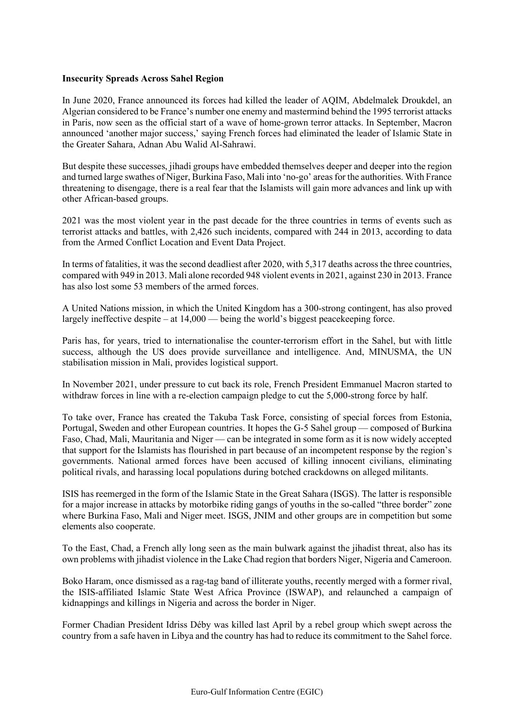**Insecurity Spreads Across Sahel Region**

In June 2020, France announced its forces had killed the leader of AQIM, Abdelmalek Droukdel, an Algerian considered to be France's number one enemy and mastermind behind the 1995 terrorist attacks in Paris, now seen as the official start of a wave of home-grown terror attacks. In September, Macron announced 'another major success,' saying French forces had eliminated the leader of Islamic State in the Greater Sahara, Adnan Abu Walid Al-Sahrawi.

But despite these successes, jihadi groups have embedded themselves deeper and deeper into the region and turned large swathes of Niger, Burkina Faso, Mali into 'no-go' areas for the authorities. With France threatening to disengage, there is a real fear that the Islamists will gain more advances and link up with other African-based groups.

2021 was the most violent year in the past decade for the three countries in terms of events such as terrorist attacks and battles, with 2,426 such incidents, compared with 244 in 2013, according to data from the Armed Conflict Location and Event Data Project.

In terms of fatalities, it was the second deadliest after 2020, with 5,317 deaths across the three countries, compared with 949 in 2013. Mali alone recorded 948 violent events in 2021, against 230 in 2013. France has also lost some 53 members of the armed forces.

A United Nations mission, in which the United Kingdom has a 300-strong contingent, has also proved largely ineffective despite – at 14,000 — being the world's biggest peacekeeping force.

Paris has, for years, tried to internationalise the counter-terrorism effort in the Sahel, but with little success, although the US does provide surveillance and intelligence. And, MINUSMA, the UN stabilisation mission in Mali, provides logistical support.

In November 2021, under pressure to cut back its role, French President Emmanuel Macron started to withdraw forces in line with a re-election campaign pledge to cut the 5,000-strong force by half.

To take over, France has created the Takuba Task Force, consisting of special forces from Estonia, Portugal, Sweden and other European countries. It hopes the G-5 Sahel group — composed of Burkina Faso, Chad, Mali, Mauritania and Niger — can be integrated in some form as it is now widely accepted that support for the Islamists has flourished in part because of an incompetent response by the region's governments. National armed forces have been accused of killing innocent civilians, eliminating political rivals, and harassing local populations during botched crackdowns on alleged militants.

ISIS has reemerged in the form of the Islamic State in the Great Sahara (ISGS). The latter is responsible for a major increase in attacks by motorbike riding gangs of youths in the so-called "three border" zone where Burkina Faso, Mali and Niger meet. ISGS, JNIM and other groups are in competition but some elements also cooperate.

To the East, Chad, a French ally long seen as the main bulwark against the jihadist threat, also has its own problems with jihadist violence in the Lake Chad region that borders Niger, Nigeria and Cameroon.

Boko Haram, once dismissed as a rag-tag band of illiterate youths, recently merged with a former rival, the ISIS-affiliated Islamic State West Africa Province (ISWAP), and relaunched a campaign of kidnappings and killings in Nigeria and across the border in Niger.

Former Chadian President Idriss Déby was killed last April by a rebel group which swept across the country from a safe haven in Libya and the country has had to reduce its commitment to the Sahel force.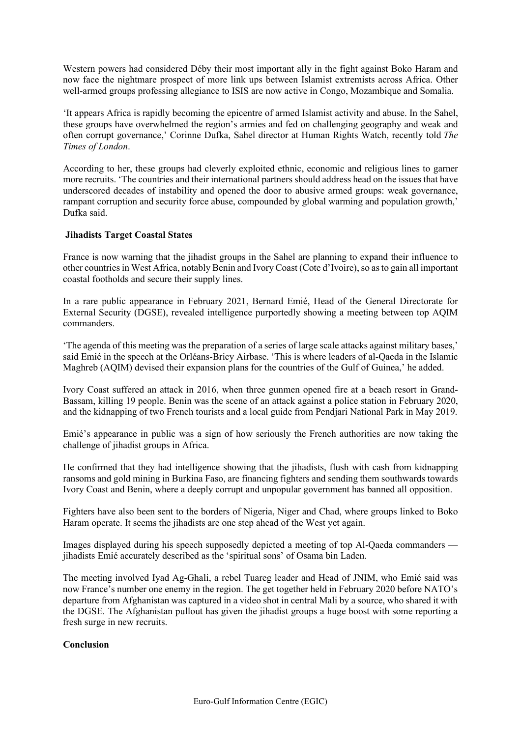Western powers had considered Déby their most important ally in the fight against Boko Haram and now face the nightmare prospect of more link ups between Islamist extremists across Africa. Other well-armed groups professing allegiance to ISIS are now active in Congo, Mozambique and Somalia.

'It appears Africa is rapidly becoming the epicentre of armed Islamist activity and abuse. In the Sahel, these groups have overwhelmed the region's armies and fed on challenging geography and weak and often corrupt governance,' Corinne Dufka, Sahel director at Human Rights Watch, recently told *The Times of London*.

According to her, these groups had cleverly exploited ethnic, economic and religious lines to garner more recruits. 'The countries and their international partners should address head on the issues that have underscored decades of instability and opened the door to abusive armed groups: weak governance, rampant corruption and security force abuse, compounded by global warming and population growth,' Dufka said.

### Jihadists Target Coastal States

France is now warning that the jihadist groups in the Sahel are planning to expand their influence to other countries in West Africa, notably Benin and Ivory Coast (Cote d'Ivoire), so as to gain all important coastal footholds and secure their supply lines.

In a rare public appearance in February 2021, Bernard Emié, Head of the General Directorate for External Security (DGSE), revealed intelligence purportedly showing a meeting between top AQIM commanders.

'The agenda of this meeting was the preparation of a series of large scale attacks against military bases,' said Emié in the speech at the Orléans-Bricy Airbase. 'This is where leaders of al-Qaeda in the Islamic Maghreb (AQIM) devised their expansion plans for the countries of the Gulf of Guinea,' he added.

Ivory Coast suffered an attack in 2016, when three gunmen opened fire at a beach resort in Grand-Bassam, killing 19 people. Benin was the scene of an attack against a police station in February 2020, and the kidnapping of two French tourists and a local guide from Pendjari National Park in May 2019.

Emié's appearance in public was a sign of how seriously the French authorities are now taking the challenge of jihadist groups in Africa.

He confirmed that they had intelligence showing that the jihadists, flush with cash from kidnapping ransoms and gold mining in Burkina Faso, are financing fighters and sending them southwards towards Ivory Coast and Benin, where a deeply corrupt and unpopular government has banned all opposition.

Fighters have also been sent to the borders of Nigeria, Niger and Chad, where groups linked to Boko Haram operate. It seems the jihadists are one step ahead of the West yet again.

Images displayed during his speech supposedly depicted a meeting of top Al-Qaeda commanders — jihadists Emié accurately described as the 'spiritual sons' of Osama bin Laden.

The meeting involved Iyad Ag-Ghali, a rebel Tuareg leader and Head of JNIM, who Emié said was now France's number one enemy in the region. The get together held in February 2020 before NATO's departure from Afghanistan was captured in a video shot in central Mali by a source, who shared it with the DGSE. The Afghanistan pullout has given the jihadist groups a huge boost with some reporting a fresh surge in new recruits.

### Conclusion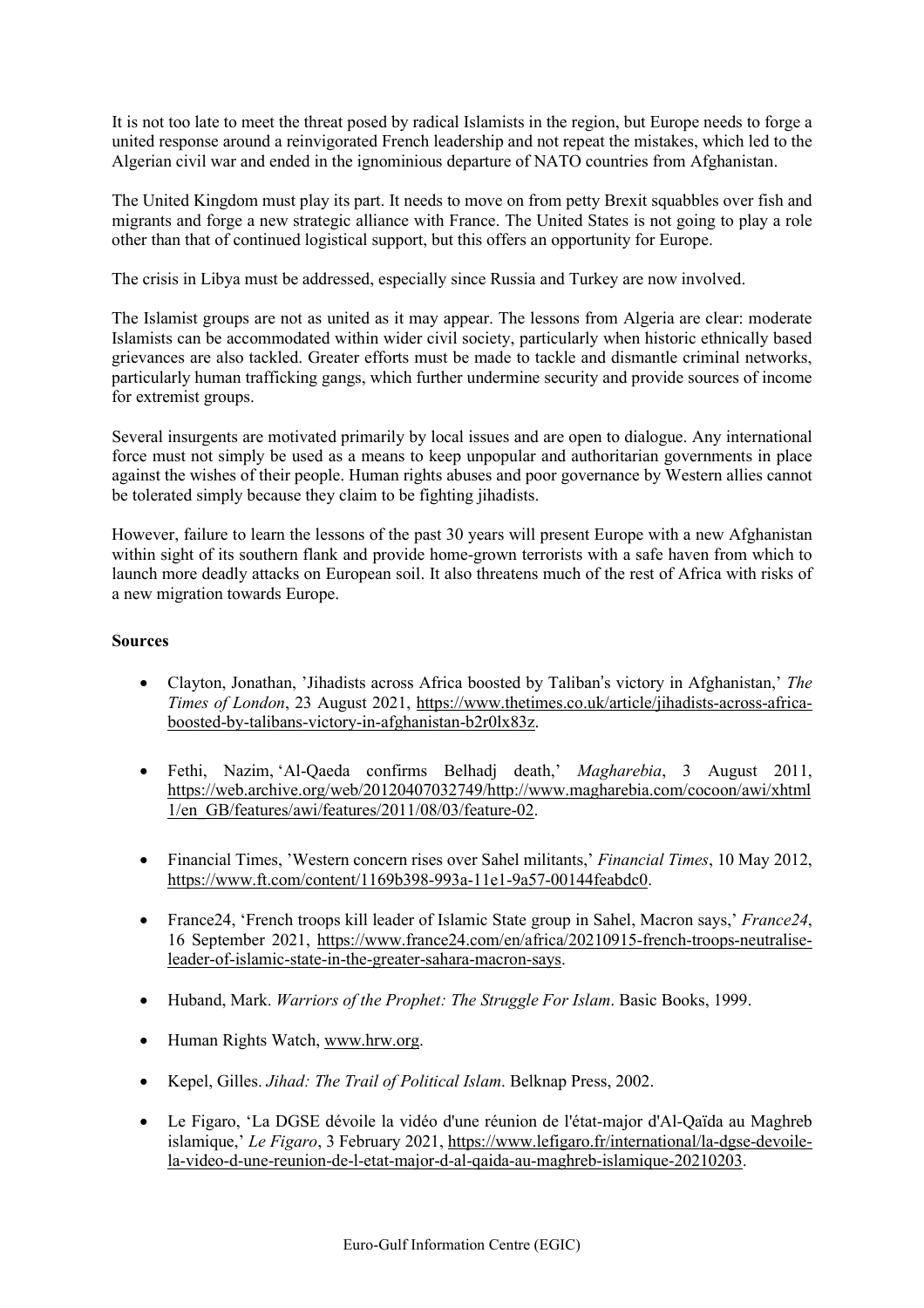It is not too late to meet the threat posed by radical Islamists in the region, but Europe needs to forge a united response around a reinvigorated French leadership and not repeat the mistakes, which led to the Algerian civil war and ended in the ignominious departure of NATO countries from Afghanistan.

The United Kingdom must play its part. It needs to move on from petty Brexit squabbles over fish and migrants and forge a new strategic alliance with France. The United States is not going to play a role other than that of continued logistical support, but this offers an opportunity for Europe.

The crisis in Libya must be addressed, especially since Russia and Turkey are now involved.

The Islamist groups are not as united as it may appear. The lessons from Algeria are clear: moderate Islamists can be accommodated within wider civil society, particularly when historic ethnically based grievances are also tackled. Greater efforts must be made to tackle and dismantle criminal networks, particularly human trafficking gangs, which further undermine security and provide sources of income for extremist groups.

Several insurgents are motivated primarily by local issues and are open to dialogue. Any international force must not simply be used as a means to keep unpopular and authoritarian governments in place against the wishes of their people. Human rights abuses and poor governance by Western allies cannot be tolerated simply because they claim to be fighting jihadists.

However, failure to learn the lessons of the past 30 years will present Europe with a new Afghanistan within sight of its southern flank and provide home-grown terrorists with a safe haven from which to launch more deadly attacks on European soil. It also threatens much of the rest of Africa with risks of a new migration towards Europe.

**Sources**

- Clayton, Jonathan, 'Jihadists across Africa boosted by Taliban's victory in Afghanistan,' *The Times of London*, 23 August 2021, https://www.thetimes.co.uk/article/jihadists-across-africa-boosted-by-talibans-victory-in-afghanistan-b2r0lx83z.

- Fethi, Nazim, 'Al-Qaeda confirms Belhadj death,' *Magharebia*, 3 August 2011, https://web.archive.org/web/20120407032749/http://www.magharebia.com/cocoon/awi/xhtml1/en_GB/features/awi/features/2011/08/03/feature-02.

- Financial Times, 'Western concern rises over Sahel militants,' *Financial Times*, 10 May 2012, https://www.ft.com/content/1169b398-993a-11e1-9a57-00144feabdc0.

- France24, 'French troops kill leader of Islamic State group in Sahel, Macron says,' *France24*, 16 September 2021, https://www.france24.com/en/africa/20210915-french-troops-neutralise-leader-of-islamic-state-in-the-greater-sahara-macron-says.

- Huband, Mark. *Warriors of the Prophet: The Struggle For Islam*. Basic Books, 1999.

- Human Rights Watch, www.hrw.org.

- Kepel, Gilles. *Jihad: The Trail of Political Islam*. Belknap Press, 2002.

- Le Figaro, 'La DGSE dévoile la vidéo d'une réunion de l'état-major d'Al-Qaïda au Maghreb islamique,' *Le Figaro*, 3 February 2021, https://www.lefigaro.fr/international/la-dgse-devoile-la-video-d-une-reunion-de-l-etat-major-d-al-qaida-au-maghreb-islamique-20210203.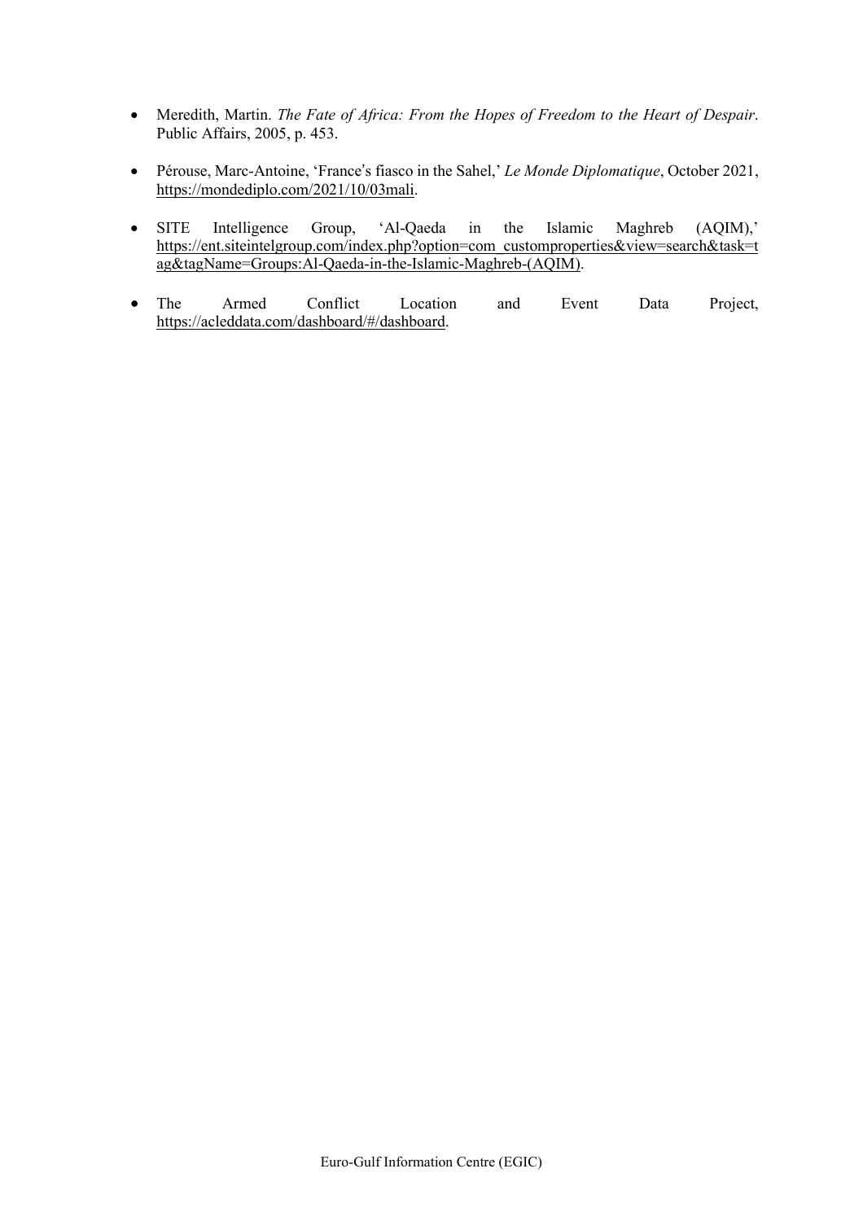- Meredith, Martin. *The Fate of Africa: From the Hopes of Freedom to the Heart of Despair*. Public Affairs, 2005, p. 453.

- Pérouse, Marc-Antoine, 'France's fiasco in the Sahel,' *Le Monde Diplomatique*, October 2021, https://mondediplo.com/2021/10/03mali.

- SITE Intelligence Group, 'Al-Qaeda in the Islamic Maghreb (AQIM),' https://ent.siteintelgroup.com/index.php?option=com_customproperties&view=search&task=tag&tagName=Groups:Al-Qaeda-in-the-Islamic-Maghreb-(AQIM).

- The Armed Conflict Location and Event Data Project, https://acleddata.com/dashboard/#/dashboard.